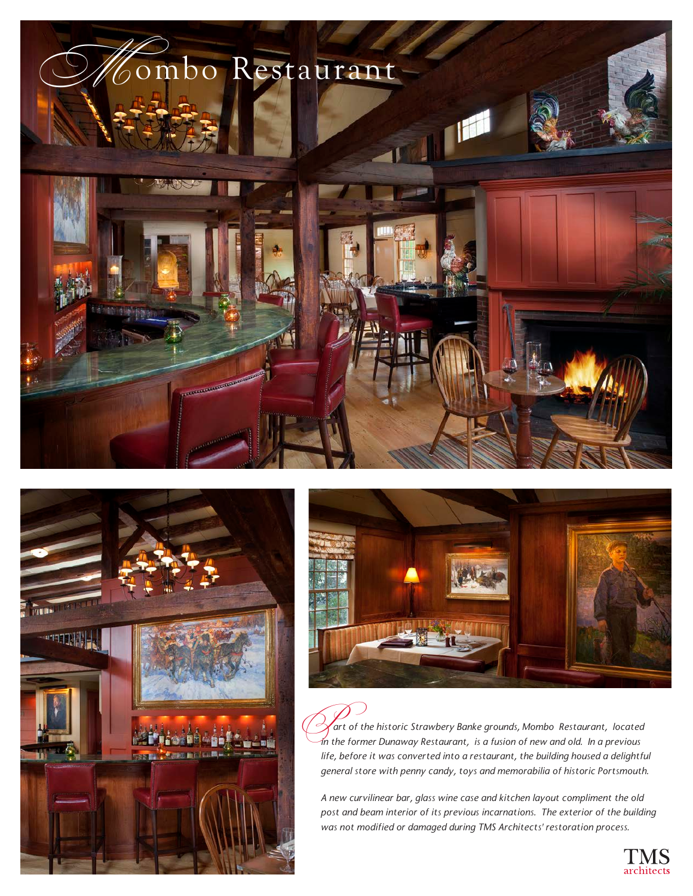# Mombo Restaurant

*Part of the historic Strawbery Banke grounds, Mombo Restaurant, located in the former Dunaway Restaurant, is a fusion of new and old. In a previous life, before it was converted into a restaurant, the building housed a delightful general store with penny candy, toys and memorabilia of historic Portsmouth.*

*A new curvilinear bar, glass wine case and kitchen layout compliment the old post and beam interior of its previous incarnations. The exterior of the building was not modified or damaged during TMS Architects' restoration process.*

TMS architects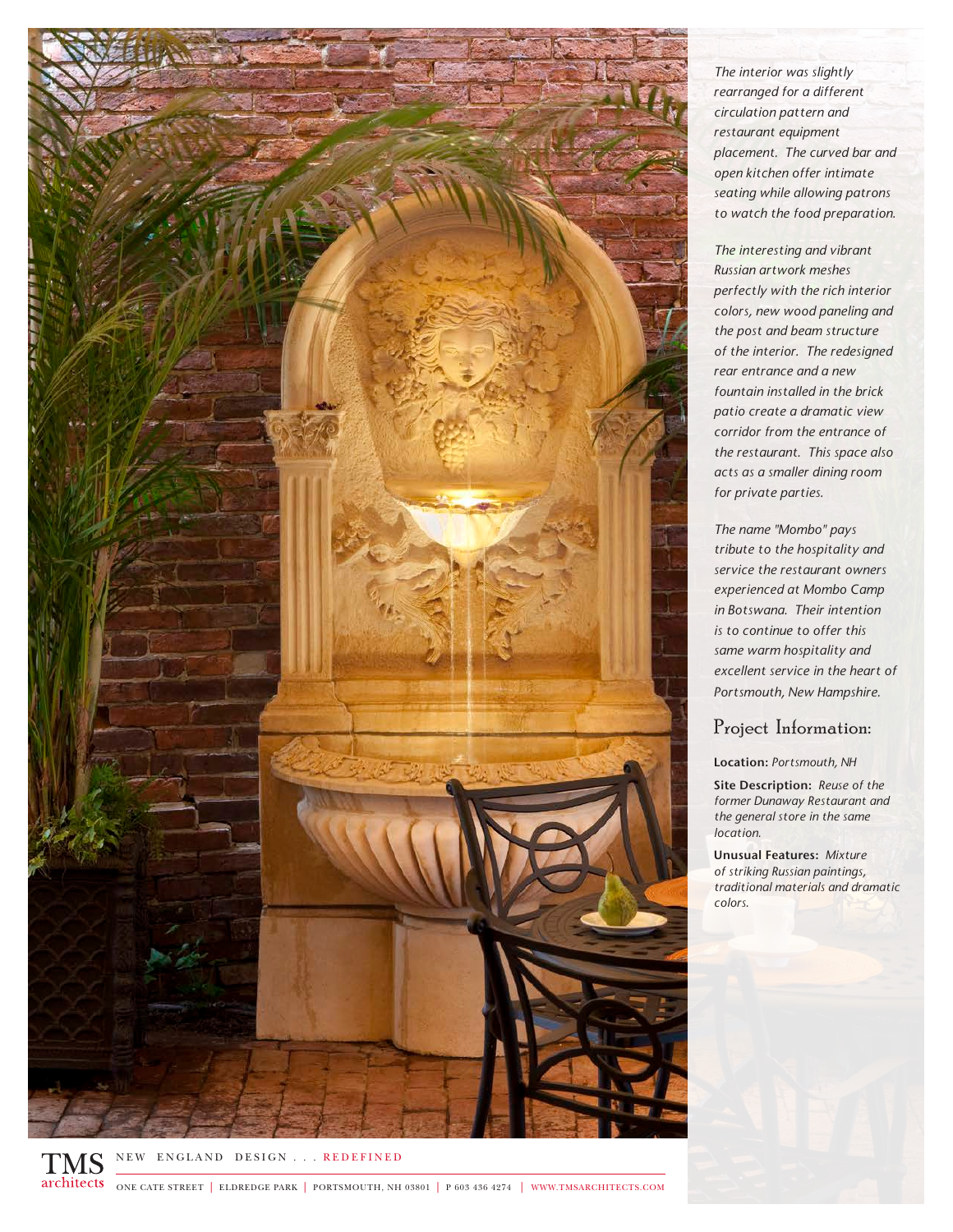*The interior was slightly rearranged for a different circulation pattern and restaurant equipment placement. The curved bar and open kitchen offer intimate seating while allowing patrons to watch the food preparation.*

*The interesting and vibrant Russian artwork meshes perfectly with the rich interior colors, new wood paneling and the post and beam structure of the interior. The redesigned rear entrance and a new fountain installed in the brick patio create a dramatic view corridor from the entrance of the restaurant. This space also acts as a smaller dining room for private parties.*

*The name "Mombo" pays tribute to the hospitality and service the restaurant owners experienced at Mombo Camp in Botswana. Their intention is to continue to offer this same warm hospitality and excellent service in the heart of Portsmouth, New Hampshire.*

## Project Information:

**Location:** *Portsmouth, NH*

**Site Description:** *Reuse of the former Dunaway Restaurant and the general store in the same location.*

**Unusual Features:** *Mixture of striking Russian paintings, traditional materials and dramatic colors.*

TMS architects

NEW ENGLAND DESIGN . . . REDEFINED

ONE CATE STREET | ELDREDGE PARK | PORTSMOUTH, NH 03801 | P 603 436 4274 | WWW.TMSARCHITECTS.COM